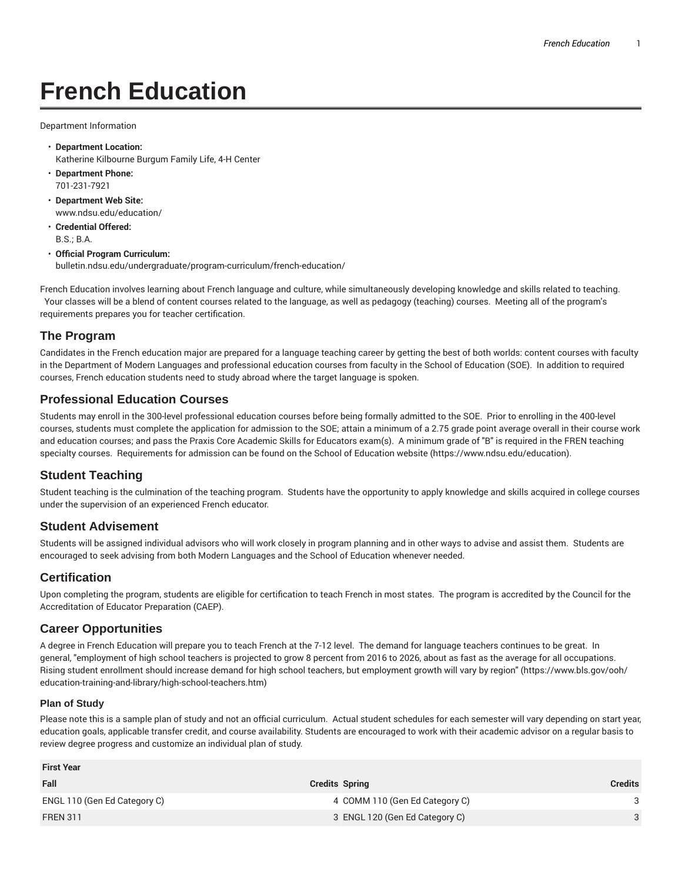# French Education

Department Information

- **Department Location:**
  Katherine Kilbourne Burgum Family Life, 4-H Center
- **Department Phone:**
  701-231-7921
- **Department Web Site:**
  www.ndsu.edu/education/
- **Credential Offered:**
  B.S.; B.A.
- **Official Program Curriculum:**
  bulletin.ndsu.edu/undergraduate/program-curriculum/french-education/

French Education involves learning about French language and culture, while simultaneously developing knowledge and skills related to teaching. Your classes will be a blend of content courses related to the language, as well as pedagogy (teaching) courses. Meeting all of the program's requirements prepares you for teacher certification.

## The Program

Candidates in the French education major are prepared for a language teaching career by getting the best of both worlds: content courses with faculty in the Department of Modern Languages and professional education courses from faculty in the School of Education (SOE). In addition to required courses, French education students need to study abroad where the target language is spoken.

## Professional Education Courses

Students may enroll in the 300-level professional education courses before being formally admitted to the SOE. Prior to enrolling in the 400-level courses, students must complete the application for admission to the SOE; attain a minimum of a 2.75 grade point average overall in their course work and education courses; and pass the Praxis Core Academic Skills for Educators exam(s). A minimum grade of "B" is required in the FREN teaching specialty courses. Requirements for admission can be found on the School of Education website (https://www.ndsu.edu/education).

## Student Teaching

Student teaching is the culmination of the teaching program. Students have the opportunity to apply knowledge and skills acquired in college courses under the supervision of an experienced French educator.

## Student Advisement

Students will be assigned individual advisors who will work closely in program planning and in other ways to advise and assist them. Students are encouraged to seek advising from both Modern Languages and the School of Education whenever needed.

## Certification

Upon completing the program, students are eligible for certification to teach French in most states. The program is accredited by the Council for the Accreditation of Educator Preparation (CAEP).

## Career Opportunities

A degree in French Education will prepare you to teach French at the 7-12 level. The demand for language teachers continues to be great. In general, "employment of high school teachers is projected to grow 8 percent from 2016 to 2026, about as fast as the average for all occupations. Rising student enrollment should increase demand for high school teachers, but employment growth will vary by region" (https://www.bls.gov/ooh/education-training-and-library/high-school-teachers.htm)

### Plan of Study

Please note this is a sample plan of study and not an official curriculum. Actual student schedules for each semester will vary depending on start year, education goals, applicable transfer credit, and course availability. Students are encouraged to work with their academic advisor on a regular basis to review degree progress and customize an individual plan of study.

| First Year | | | |
|---|---|---|---|
| Fall | Credits | Spring | Credits |
| ENGL 110 (Gen Ed Category C) | 4 | COMM 110 (Gen Ed Category C) | 3 |
| FREN 311 | 3 | ENGL 120 (Gen Ed Category C) | 3 |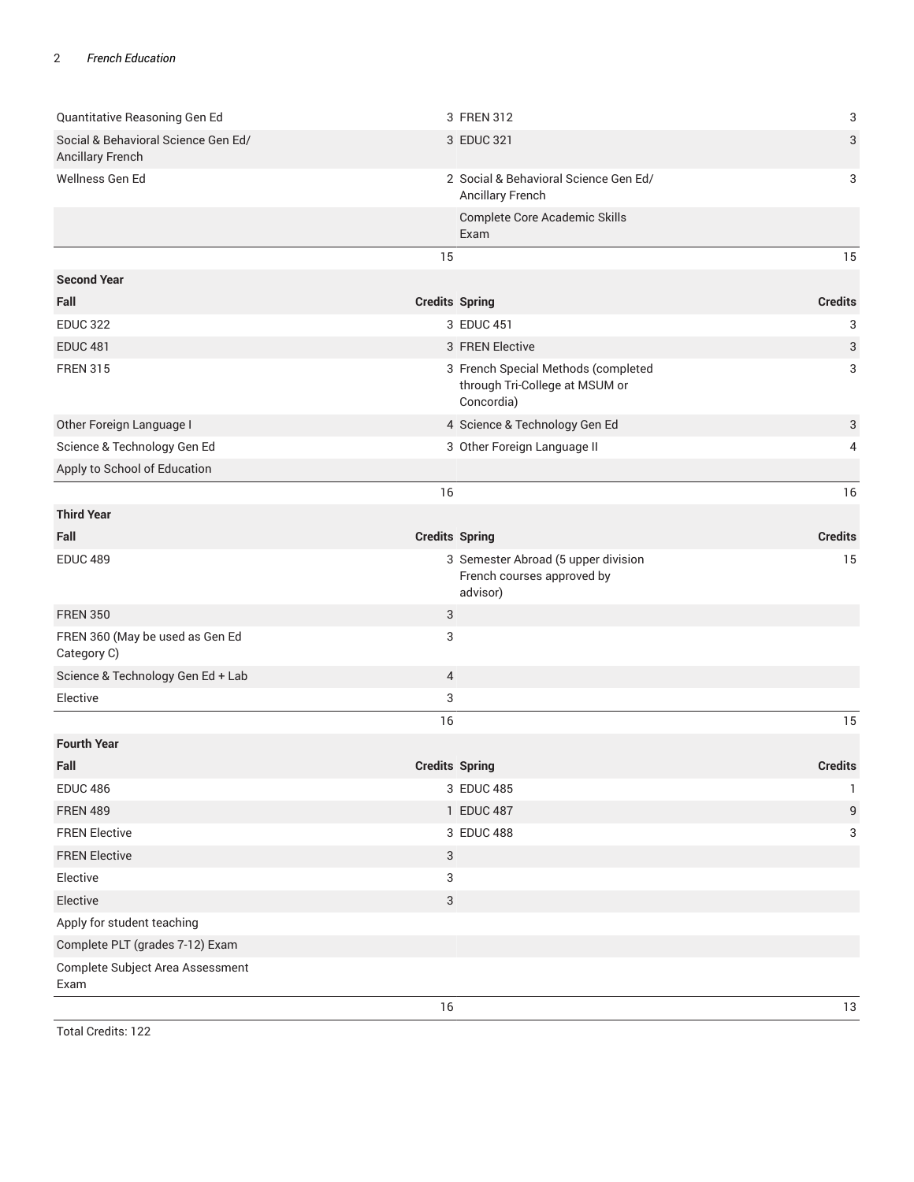| | | | |
|---|---|---|---|
| Quantitative Reasoning Gen Ed | 3 | FREN 312 | 3 |
| Social & Behavioral Science Gen Ed/ Ancillary French | 3 | EDUC 321 | 3 |
| Wellness Gen Ed | 2 | Social & Behavioral Science Gen Ed/ Ancillary French | 3 |
| | | Complete Core Academic Skills Exam | |
| | 15 | | 15 |
| **Second Year** | | | |
| **Fall** | **Credits** | **Spring** | **Credits** |
| EDUC 322 | 3 | EDUC 451 | 3 |
| EDUC 481 | 3 | FREN Elective | 3 |
| FREN 315 | 3 | French Special Methods (completed through Tri-College at MSUM or Concordia) | 3 |
| Other Foreign Language I | 4 | Science & Technology Gen Ed | 3 |
| Science & Technology Gen Ed | 3 | Other Foreign Language II | 4 |
| Apply to School of Education | | | |
| | 16 | | 16 |
| **Third Year** | | | |
| **Fall** | **Credits** | **Spring** | **Credits** |
| EDUC 489 | 3 | Semester Abroad (5 upper division French courses approved by advisor) | 15 |
| FREN 350 | 3 | | |
| FREN 360 (May be used as Gen Ed Category C) | 3 | | |
| Science & Technology Gen Ed + Lab | 4 | | |
| Elective | 3 | | |
| | 16 | | 15 |
| **Fourth Year** | | | |
| **Fall** | **Credits** | **Spring** | **Credits** |
| EDUC 486 | 3 | EDUC 485 | 1 |
| FREN 489 | 1 | EDUC 487 | 9 |
| FREN Elective | 3 | EDUC 488 | 3 |
| FREN Elective | 3 | | |
| Elective | 3 | | |
| Elective | 3 | | |
| Apply for student teaching | | | |
| Complete PLT (grades 7-12) Exam | | | |
| Complete Subject Area Assessment Exam | | | |
| | 16 | | 13 |

Total Credits: 122